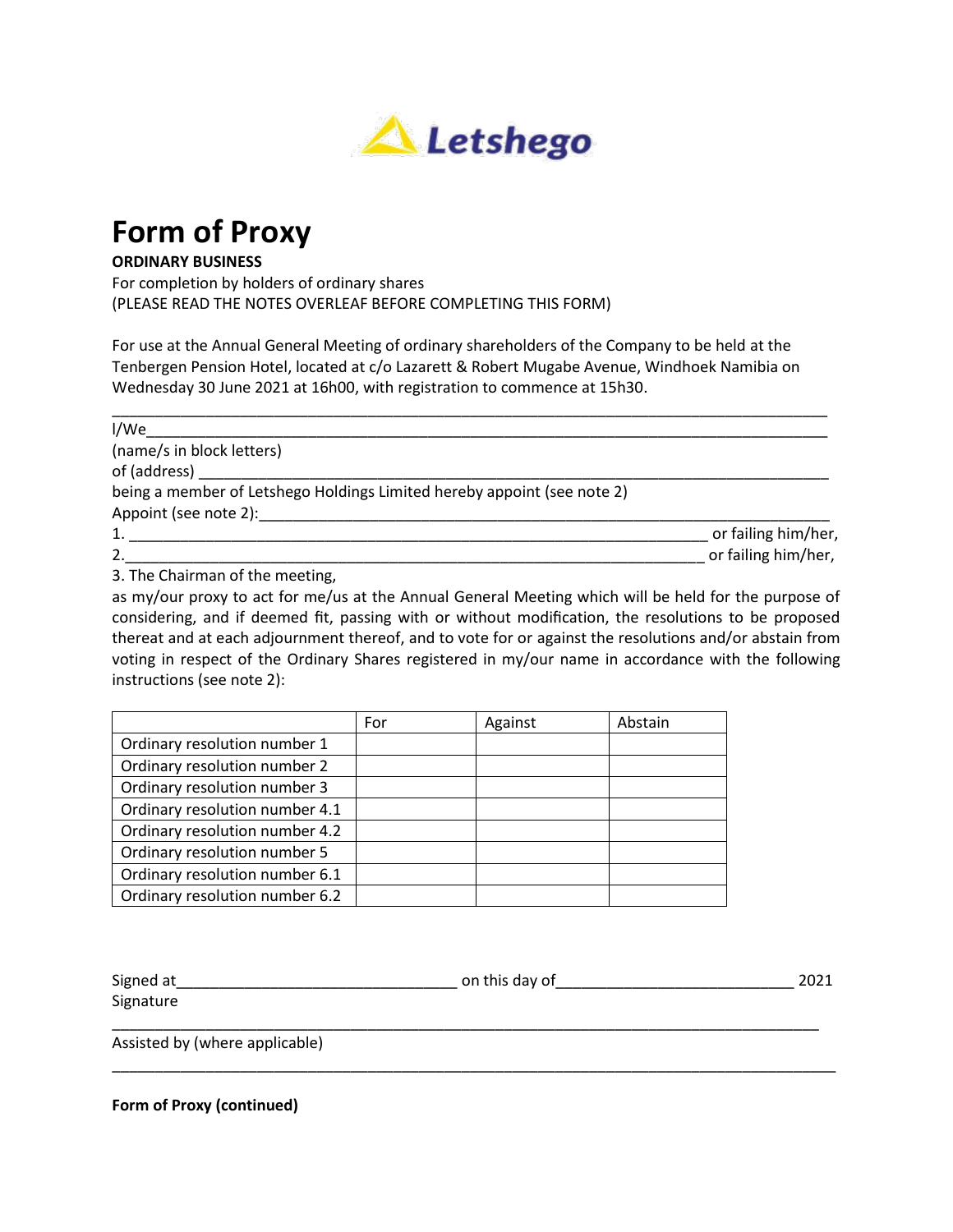Letshego

# Form of Proxy

**ORDINARY BUSINESS**

For completion by holders of ordinary shares

(PLEASE READ THE NOTES OVERLEAF BEFORE COMPLETING THIS FORM)

For use at the Annual General Meeting of ordinary shareholders of the Company to be held at the Tenbergen Pension Hotel, located at c/o Lazarett & Robert Mugabe Avenue, Windhoek Namibia on Wednesday 30 June 2021 at 16h00, with registration to commence at 15h30.

______________________________________________________________________________

I/We_____________________________________________________________________________

(name/s in block letters)

of (address) ______________________________________________________________________

being a member of Letshego Holdings Limited hereby appoint (see note 2)

Appoint (see note 2):_______________________________________________________________

1. _______________________________________________________________ or failing him/her,

2._______________________________________________________________ or failing him/her,

3. The Chairman of the meeting,

as my/our proxy to act for me/us at the Annual General Meeting which will be held for the purpose of considering, and if deemed fit, passing with or without modification, the resolutions to be proposed thereat and at each adjournment thereof, and to vote for or against the resolutions and/or abstain from voting in respect of the Ordinary Shares registered in my/our name in accordance with the following instructions (see note 2):

| | For | Against | Abstain |
|---|---|---|---|
| Ordinary resolution number 1 | | | |
| Ordinary resolution number 2 | | | |
| Ordinary resolution number 3 | | | |
| Ordinary resolution number 4.1 | | | |
| Ordinary resolution number 4.2 | | | |
| Ordinary resolution number 5 | | | |
| Ordinary resolution number 6.1 | | | |
| Ordinary resolution number 6.2 | | | |

Signed at_______________________________ on this day of__________________________ 2021

Signature

______________________________________________________________________________

Assisted by (where applicable)

______________________________________________________________________________

**Form of Proxy (continued)**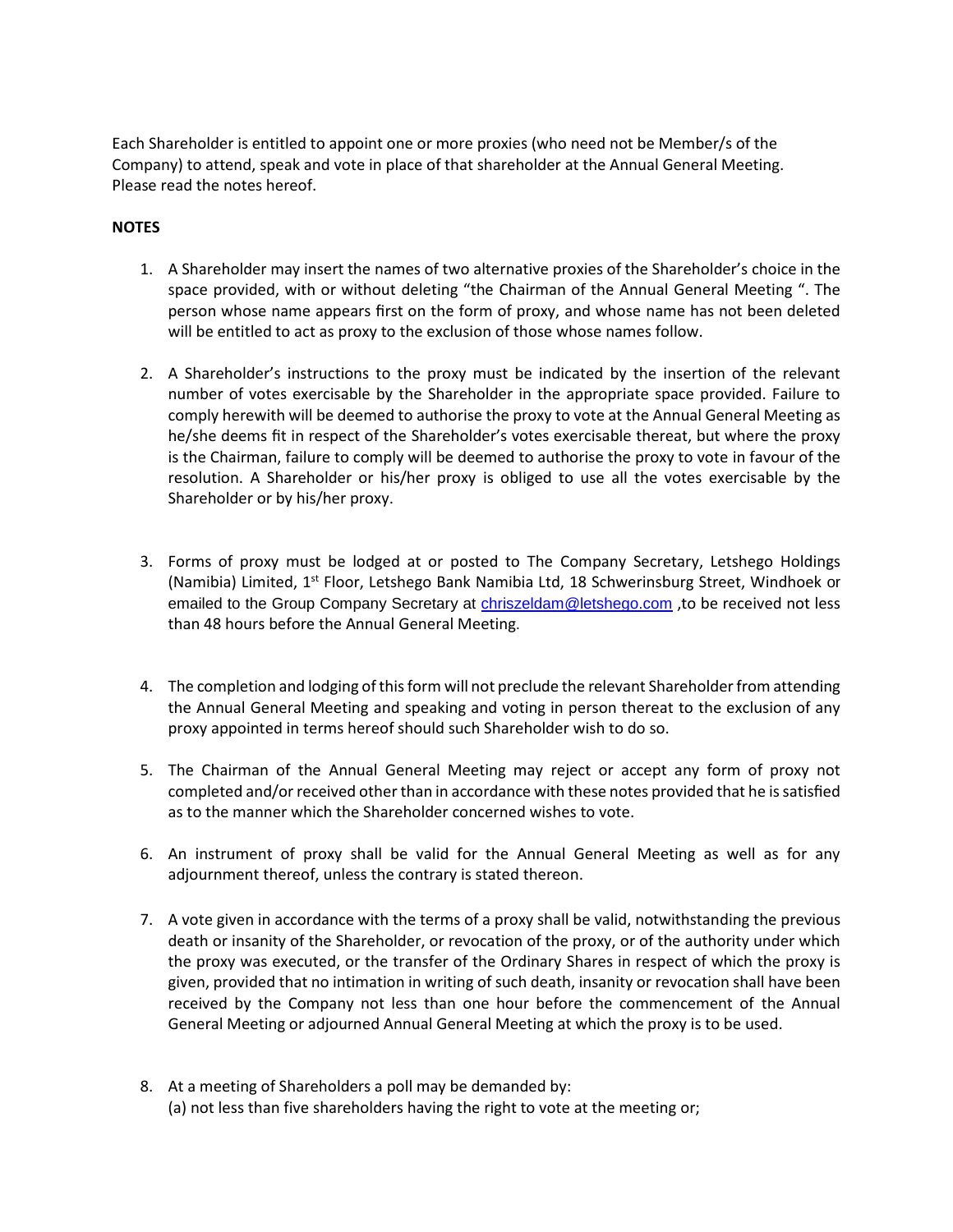Each Shareholder is entitled to appoint one or more proxies (who need not be Member/s of the Company) to attend, speak and vote in place of that shareholder at the Annual General Meeting. Please read the notes hereof.

**NOTES**

1. A Shareholder may insert the names of two alternative proxies of the Shareholder's choice in the space provided, with or without deleting "the Chairman of the Annual General Meeting ". The person whose name appears first on the form of proxy, and whose name has not been deleted will be entitled to act as proxy to the exclusion of those whose names follow.

2. A Shareholder's instructions to the proxy must be indicated by the insertion of the relevant number of votes exercisable by the Shareholder in the appropriate space provided. Failure to comply herewith will be deemed to authorise the proxy to vote at the Annual General Meeting as he/she deems fit in respect of the Shareholder's votes exercisable thereat, but where the proxy is the Chairman, failure to comply will be deemed to authorise the proxy to vote in favour of the resolution. A Shareholder or his/her proxy is obliged to use all the votes exercisable by the Shareholder or by his/her proxy.

3. Forms of proxy must be lodged at or posted to The Company Secretary, Letshego Holdings (Namibia) Limited, 1st Floor, Letshego Bank Namibia Ltd, 18 Schwerinsburg Street, Windhoek or emailed to the Group Company Secretary at chriszeldam@letshego.com ,to be received not less than 48 hours before the Annual General Meeting.

4. The completion and lodging of this form will not preclude the relevant Shareholder from attending the Annual General Meeting and speaking and voting in person thereat to the exclusion of any proxy appointed in terms hereof should such Shareholder wish to do so.

5. The Chairman of the Annual General Meeting may reject or accept any form of proxy not completed and/or received other than in accordance with these notes provided that he is satisfied as to the manner which the Shareholder concerned wishes to vote.

6. An instrument of proxy shall be valid for the Annual General Meeting as well as for any adjournment thereof, unless the contrary is stated thereon.

7. A vote given in accordance with the terms of a proxy shall be valid, notwithstanding the previous death or insanity of the Shareholder, or revocation of the proxy, or of the authority under which the proxy was executed, or the transfer of the Ordinary Shares in respect of which the proxy is given, provided that no intimation in writing of such death, insanity or revocation shall have been received by the Company not less than one hour before the commencement of the Annual General Meeting or adjourned Annual General Meeting at which the proxy is to be used.

8. At a meeting of Shareholders a poll may be demanded by:
   (a) not less than five shareholders having the right to vote at the meeting or;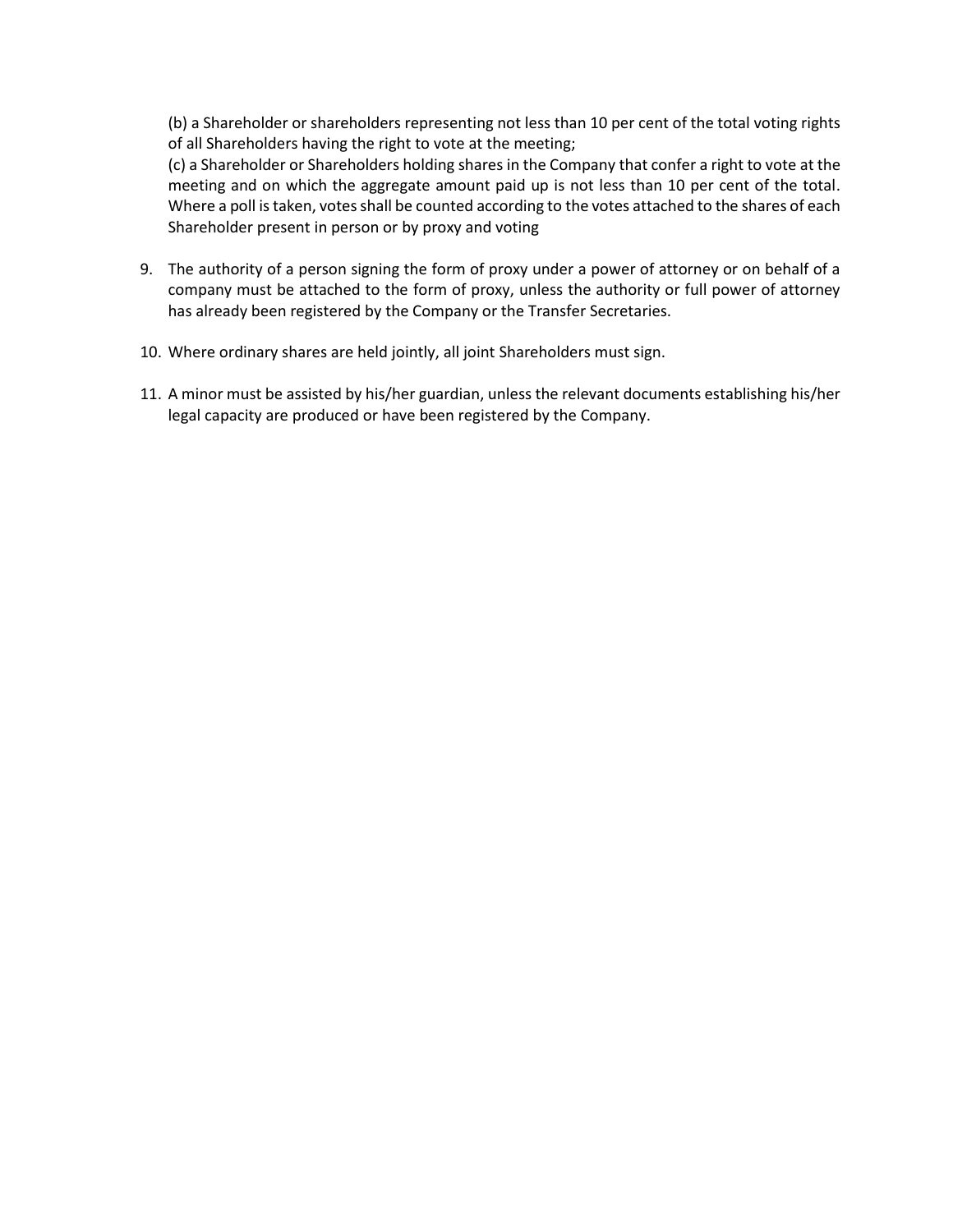(b) a Shareholder or shareholders representing not less than 10 per cent of the total voting rights of all Shareholders having the right to vote at the meeting;
(c) a Shareholder or Shareholders holding shares in the Company that confer a right to vote at the meeting and on which the aggregate amount paid up is not less than 10 per cent of the total. Where a poll is taken, votes shall be counted according to the votes attached to the shares of each Shareholder present in person or by proxy and voting

9. The authority of a person signing the form of proxy under a power of attorney or on behalf of a company must be attached to the form of proxy, unless the authority or full power of attorney has already been registered by the Company or the Transfer Secretaries.

10. Where ordinary shares are held jointly, all joint Shareholders must sign.

11. A minor must be assisted by his/her guardian, unless the relevant documents establishing his/her legal capacity are produced or have been registered by the Company.